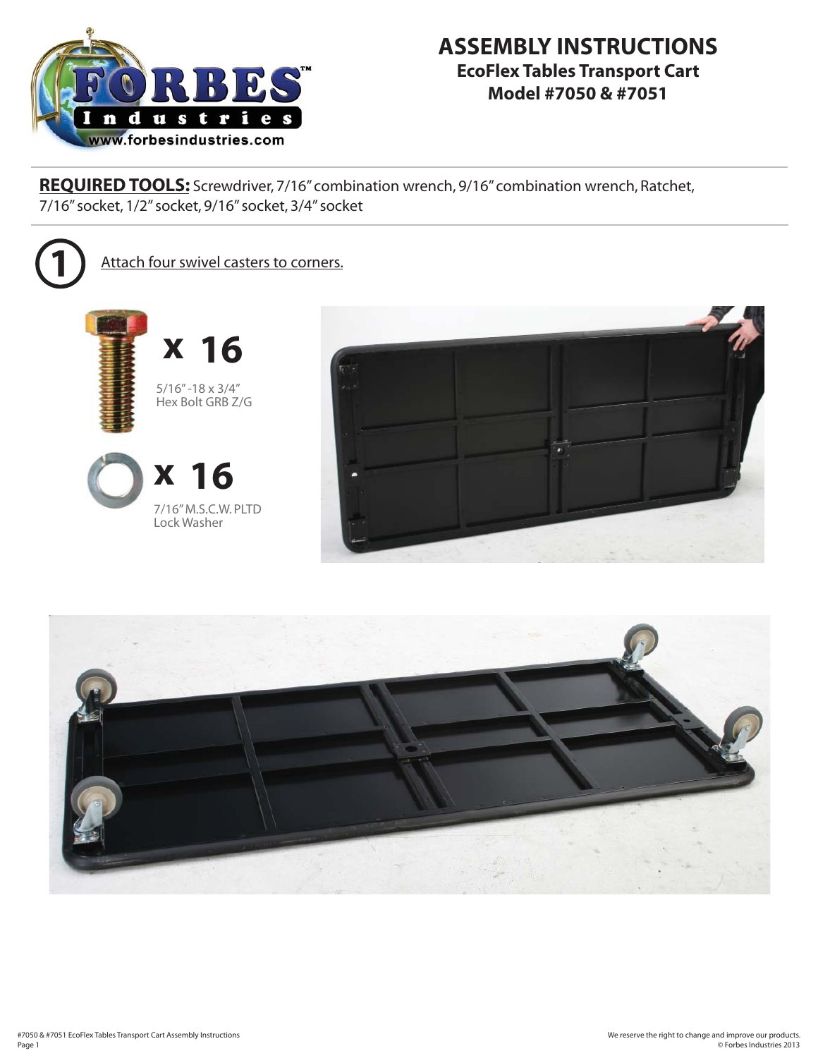# ASSEMBLY INSTRUCTIONS

## EcoFlex Tables Transport Cart
## Model #7050 & #7051

**REQUIRED TOOLS:** Screwdriver, 7/16" combination wrench, 9/16" combination wrench, Ratchet, 7/16" socket, 1/2" socket, 9/16" socket, 3/4" socket

**1** Attach four swivel casters to corners.

**x 16**
5/16" -18 x 3/4"
Hex Bolt GRB Z/G

**x 16**
7/16" M.S.C.W. PLTD
Lock Washer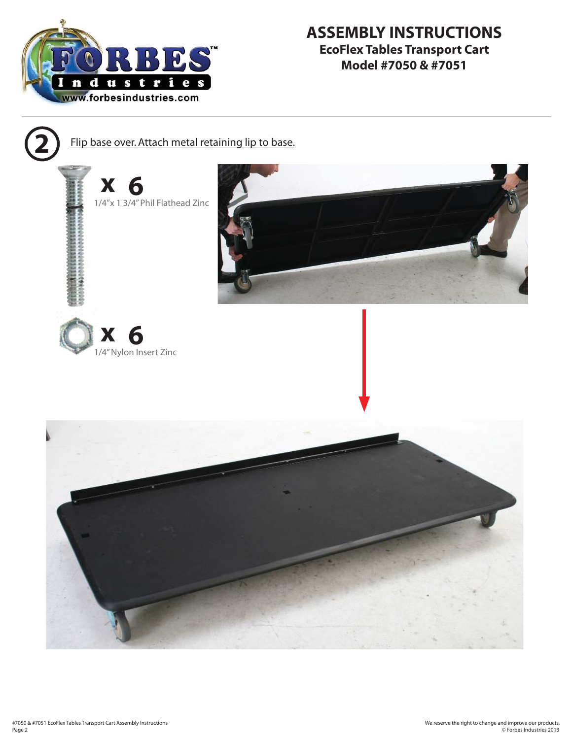# ASSEMBLY INSTRUCTIONS

**EcoFlex Tables Transport Cart**
**Model #7050 & #7051**

**2** Flip base over. Attach metal retaining lip to base.

**x 6**
1/4"x 1 3/4" Phil Flathead Zinc

**x 6**
1/4" Nylon Insert Zinc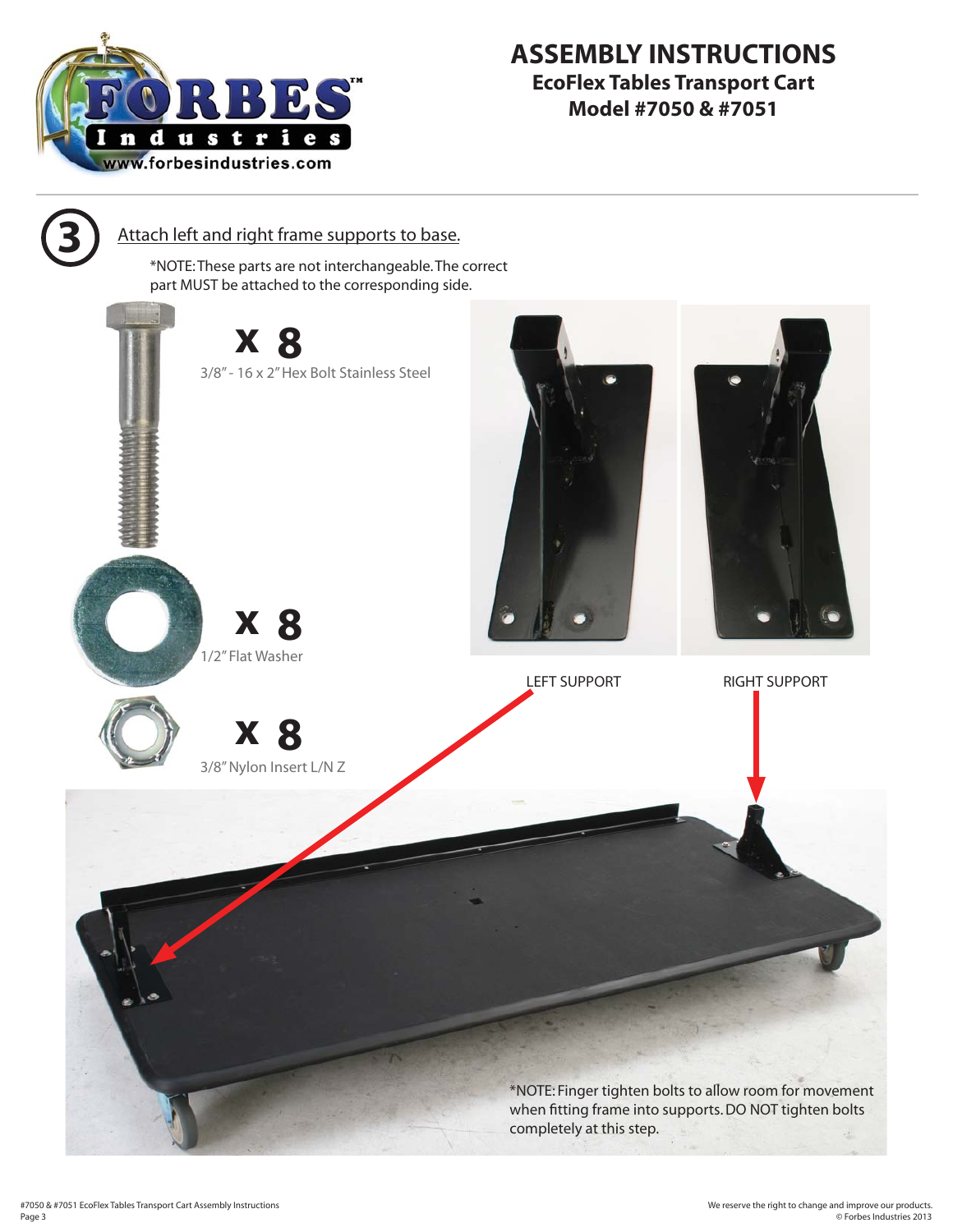# ASSEMBLY INSTRUCTIONS

**EcoFlex Tables Transport Cart**
**Model #7050 & #7051**

## 3 Attach left and right frame supports to base.

*NOTE: These parts are not interchangeable. The correct part MUST be attached to the corresponding side.

**x 8**
3/8" - 16 x 2" Hex Bolt Stainless Steel

**x 8**
1/2" Flat Washer

**x 8**
3/8" Nylon Insert L/N Z

LEFT SUPPORT

RIGHT SUPPORT

*NOTE: Finger tighten bolts to allow room for movement when fitting frame into supports. DO NOT tighten bolts completely at this step.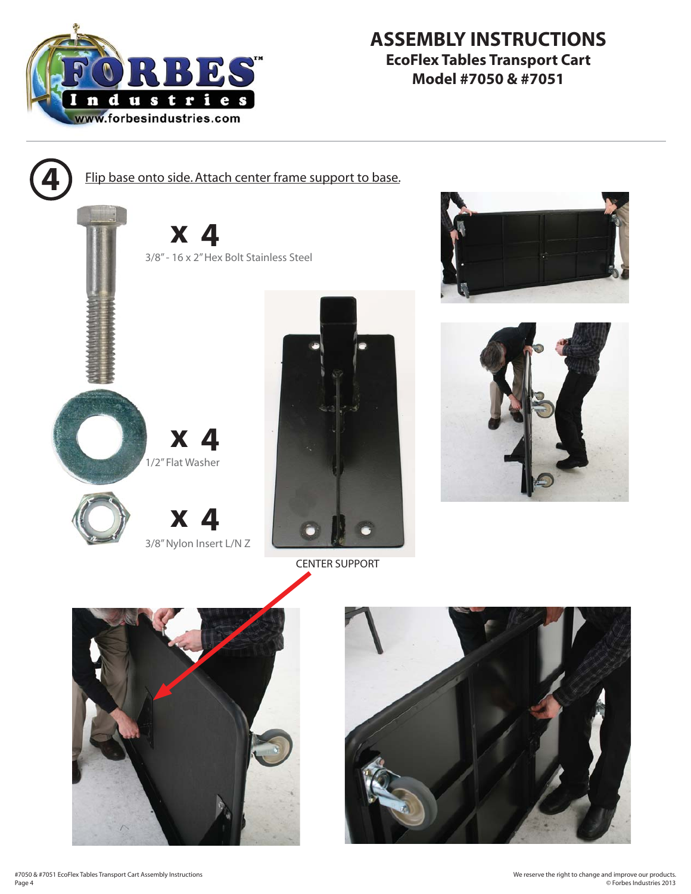# ASSEMBLY INSTRUCTIONS

## EcoFlex Tables Transport Cart
## Model #7050 & #7051

**4** Flip base onto side. Attach center frame support to base.

**x 4**
3/8" - 16 x 2" Hex Bolt Stainless Steel

**x 4**
1/2" Flat Washer

**x 4**
3/8" Nylon Insert L/N Z

CENTER SUPPORT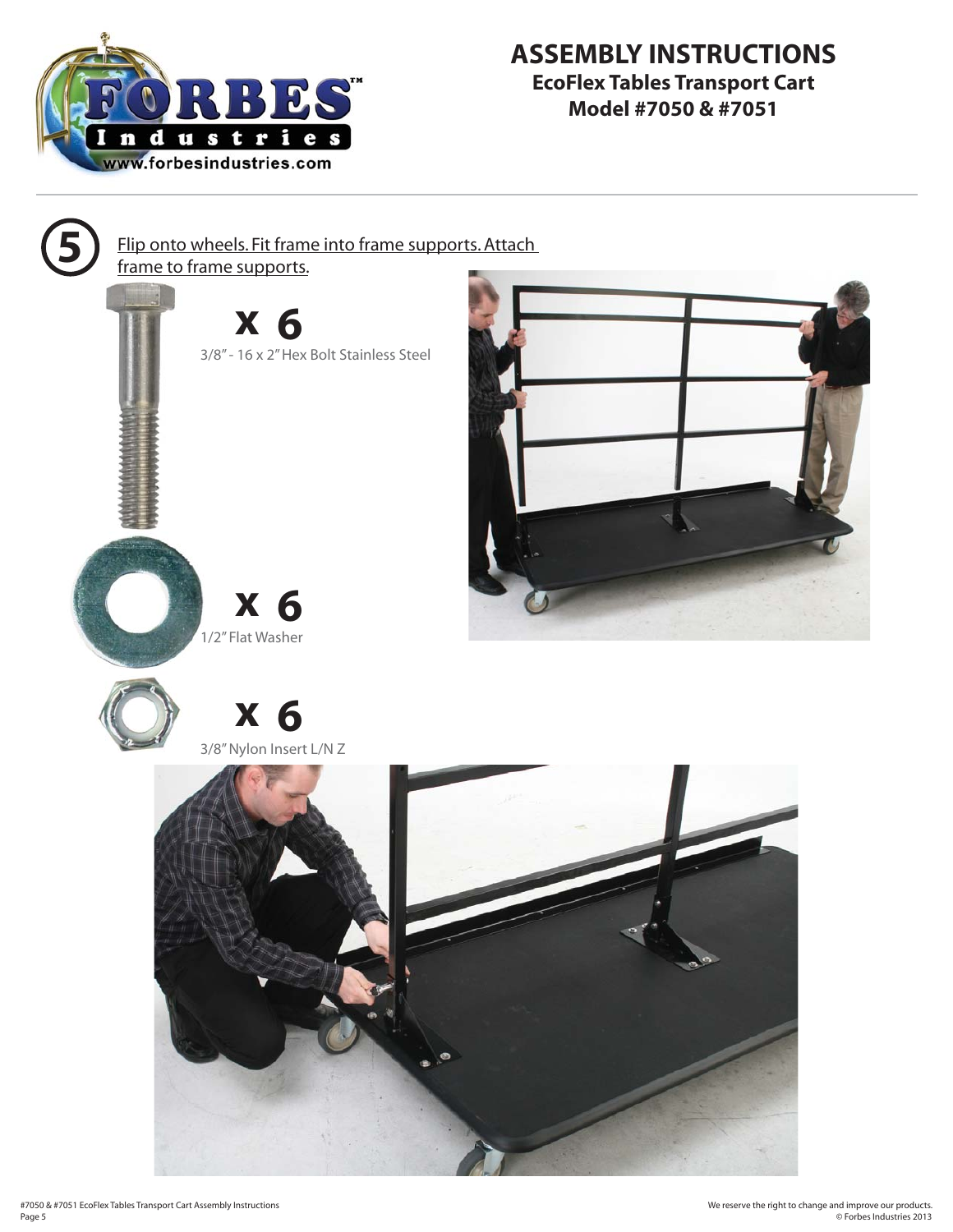# ASSEMBLY INSTRUCTIONS

## EcoFlex Tables Transport Cart
## Model #7050 & #7051

**5** Flip onto wheels. Fit frame into frame supports. Attach frame to frame supports.

**x 6**
3/8" - 16 x 2" Hex Bolt Stainless Steel

**x 6**
1/2" Flat Washer

**x 6**
3/8" Nylon Insert L/N Z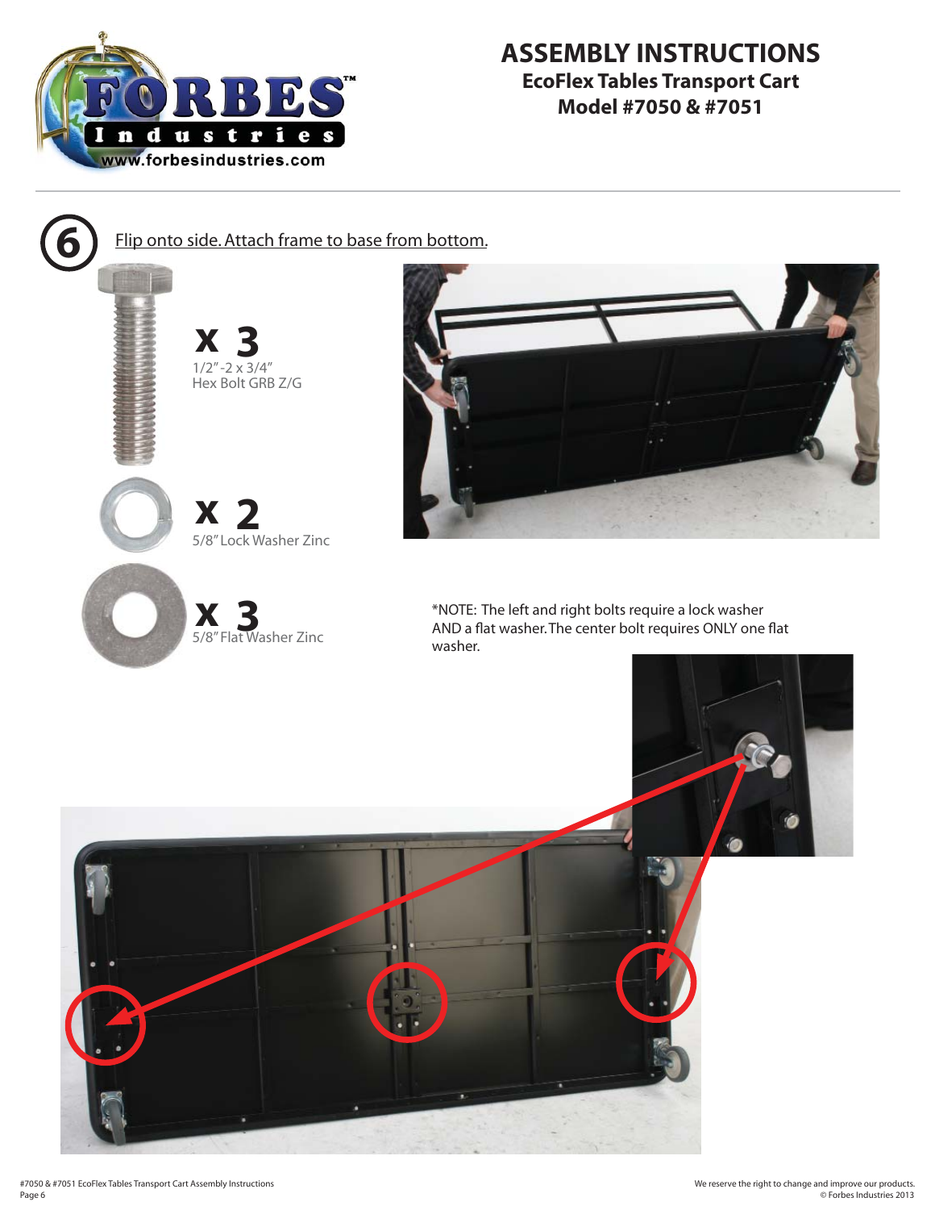# ASSEMBLY INSTRUCTIONS

## EcoFlex Tables Transport Cart
## Model #7050 & #7051

**6** Flip onto side. Attach frame to base from bottom.

**x 3**
1/2"-2 x 3/4"
Hex Bolt GRB Z/G

**x 2**
5/8" Lock Washer Zinc

**x 3**
5/8" Flat Washer Zinc

*NOTE: The left and right bolts require a lock washer AND a flat washer. The center bolt requires ONLY one flat washer.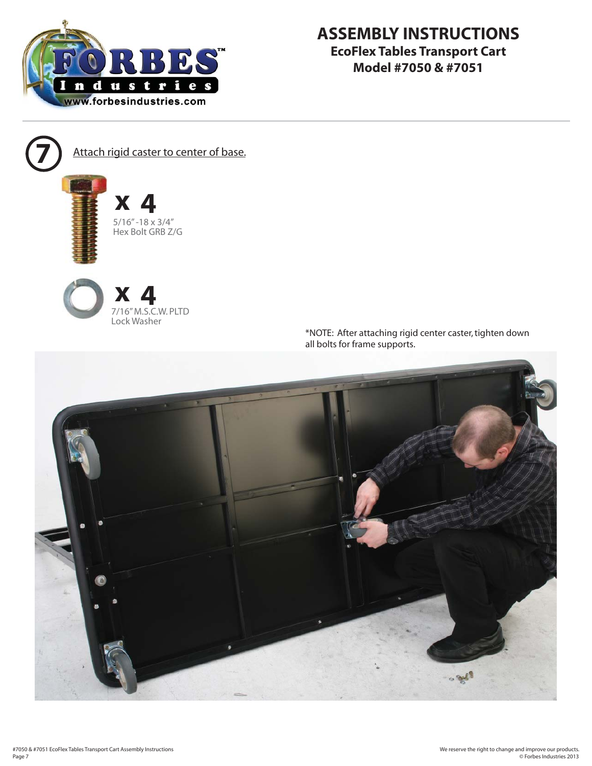# ASSEMBLY INSTRUCTIONS

**EcoFlex Tables Transport Cart**
**Model #7050 & #7051**

**7** Attach rigid caster to center of base.

**x 4**
5/16" -18 x 3/4"
Hex Bolt GRB Z/G

**x 4**
7/16" M.S.C.W. PLTD
Lock Washer

*NOTE: After attaching rigid center caster, tighten down all bolts for frame supports.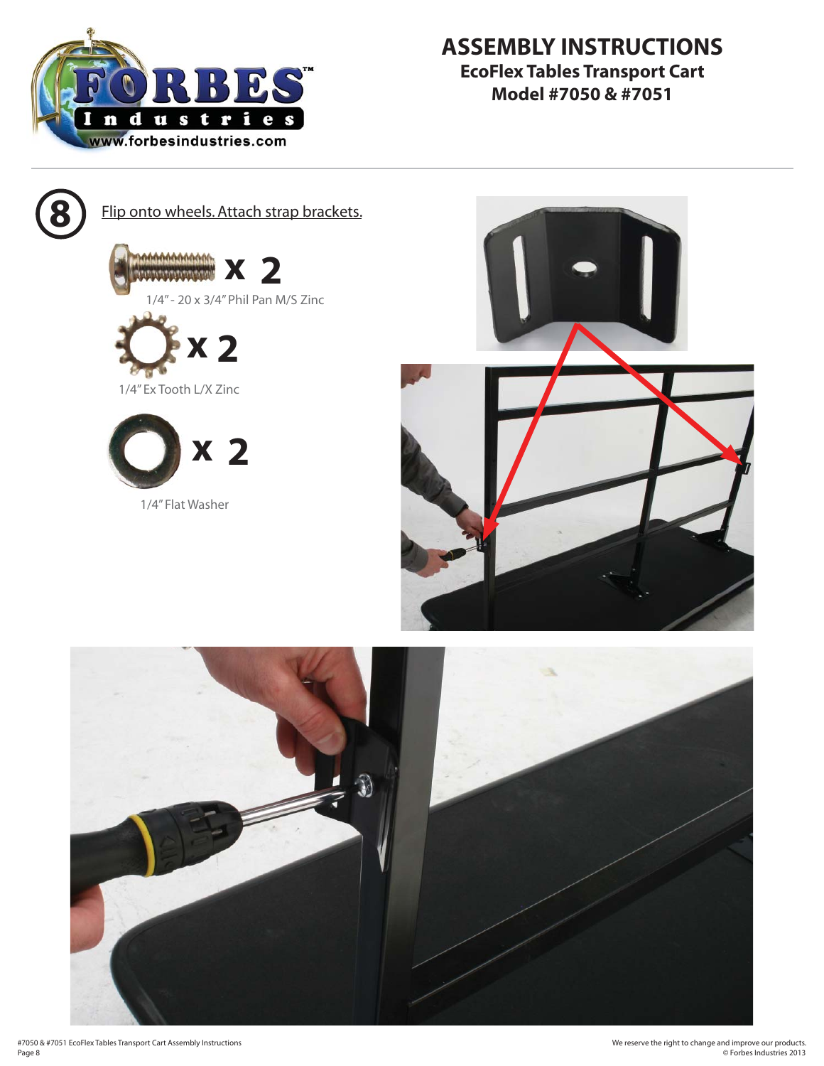# ASSEMBLY INSTRUCTIONS

## EcoFlex Tables Transport Cart
## Model #7050 & #7051

**8** Flip onto wheels. Attach strap brackets.

**x 2**

1/4" - 20 x 3/4" Phil Pan M/S Zinc

**x 2**

1/4" Ex Tooth L/X Zinc

**x 2**

1/4" Flat Washer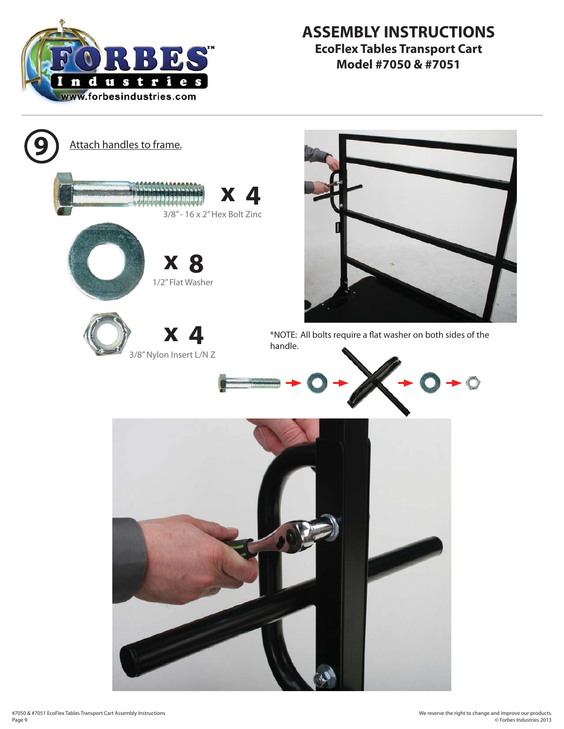# ASSEMBLY INSTRUCTIONS

## EcoFlex Tables Transport Cart
## Model #7050 & #7051

**9** Attach handles to frame.

**x 4** 3/8" - 16 x 2" Hex Bolt Zinc

**x 8** 1/2" Flat Washer

**x 4** 3/8" Nylon Insert L/N Z

*NOTE: All bolts require a flat washer on both sides of the handle.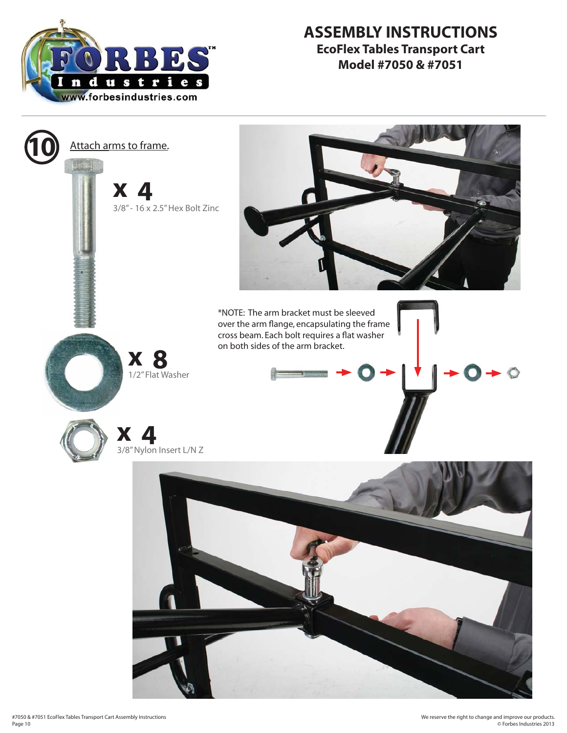# ASSEMBLY INSTRUCTIONS

## EcoFlex Tables Transport Cart

## Model #7050 & #7051

**10** Attach arms to frame.

**x 4**
3/8" - 16 x 2.5" Hex Bolt Zinc

**x 8**
1/2" Flat Washer

**x 4**
3/8" Nylon Insert L/N Z

*NOTE: The arm bracket must be sleeved over the arm flange, encapsulating the frame cross beam. Each bolt requires a flat washer on both sides of the arm bracket.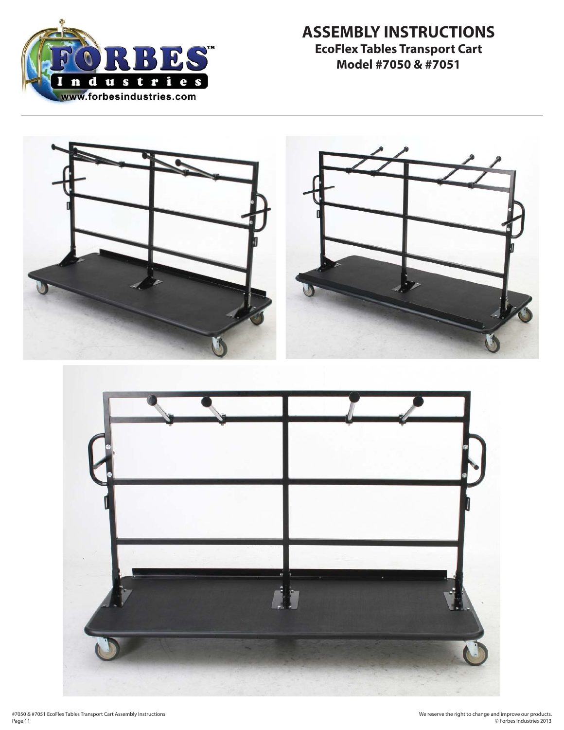# ASSEMBLY INSTRUCTIONS

**EcoFlex Tables Transport Cart**
**Model #7050 & #7051**